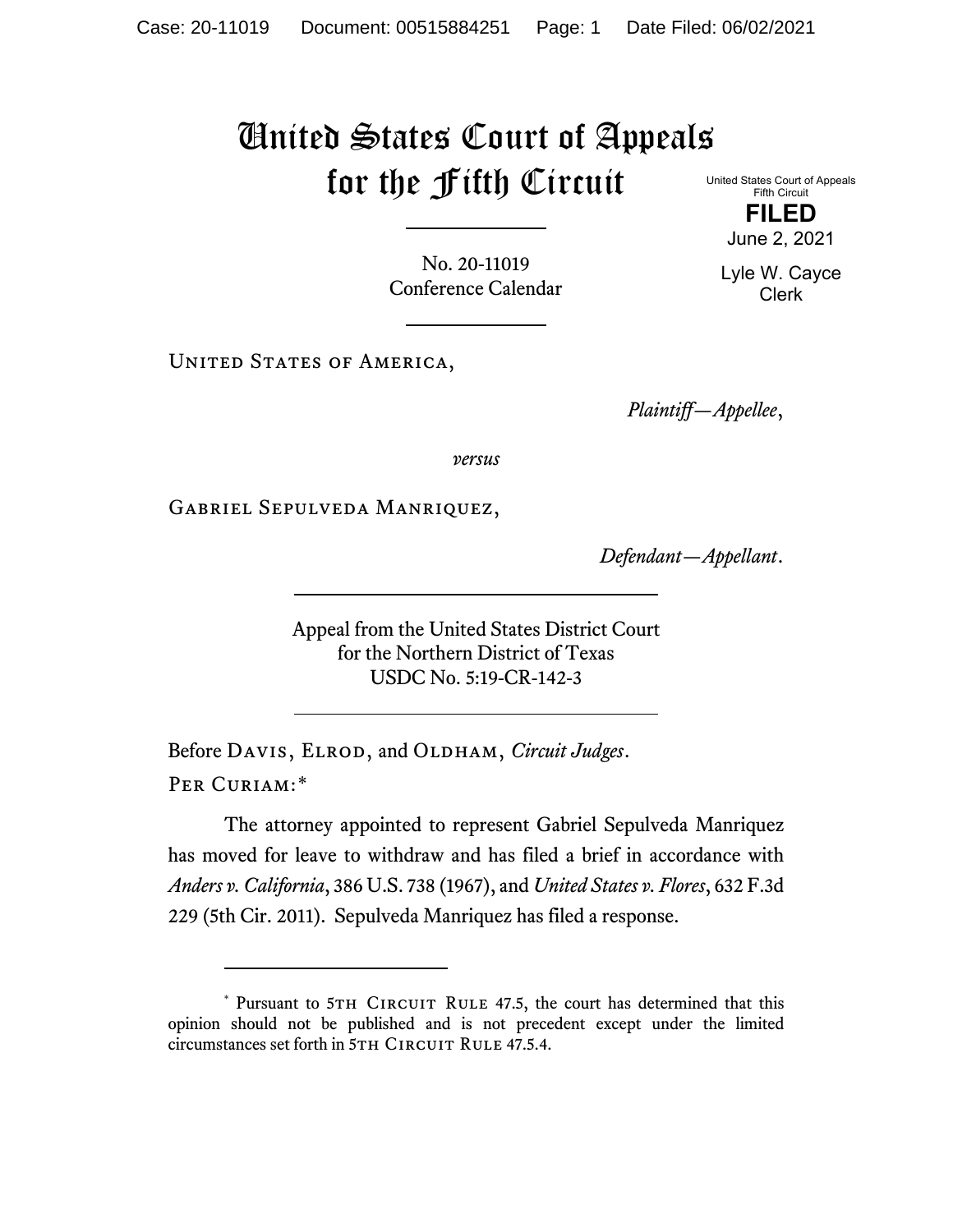# United States Court of Appeals for the Fifth Circuit

United States Court of Appeals
Fifth Circuit

**FILED**

June 2, 2021

Lyle W. Cayce
Clerk

No. 20-11019
Conference Calendar

United States of America,

*Plaintiff—Appellee*,

*versus*

Gabriel Sepulveda Manriquez,

*Defendant—Appellant*.

Appeal from the United States District Court
for the Northern District of Texas
USDC No. 5:19-CR-142-3

Before Davis, Elrod, and Oldham, *Circuit Judges*.

Per Curiam:*

The attorney appointed to represent Gabriel Sepulveda Manriquez has moved for leave to withdraw and has filed a brief in accordance with *Anders v. California*, 386 U.S. 738 (1967), and *United States v. Flores*, 632 F.3d 229 (5th Cir. 2011). Sepulveda Manriquez has filed a response.

---

* Pursuant to 5th Circuit Rule 47.5, the court has determined that this opinion should not be published and is not precedent except under the limited circumstances set forth in 5th Circuit Rule 47.5.4.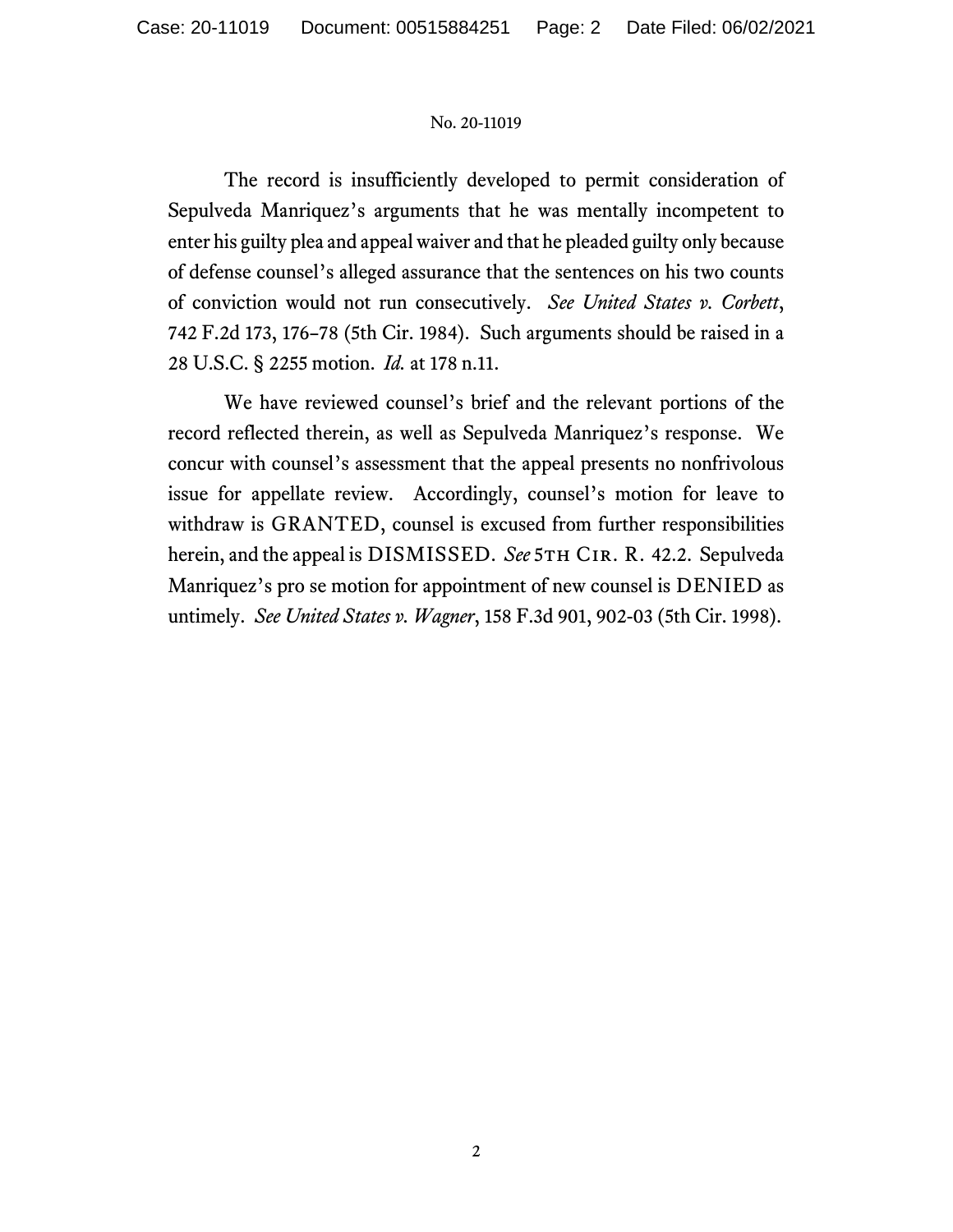The record is insufficiently developed to permit consideration of Sepulveda Manriquez's arguments that he was mentally incompetent to enter his guilty plea and appeal waiver and that he pleaded guilty only because of defense counsel's alleged assurance that the sentences on his two counts of conviction would not run consecutively. *See United States v. Corbett*, 742 F.2d 173, 176–78 (5th Cir. 1984). Such arguments should be raised in a 28 U.S.C. § 2255 motion. *Id.* at 178 n.11.

We have reviewed counsel's brief and the relevant portions of the record reflected therein, as well as Sepulveda Manriquez's response. We concur with counsel's assessment that the appeal presents no nonfrivolous issue for appellate review. Accordingly, counsel's motion for leave to withdraw is GRANTED, counsel is excused from further responsibilities herein, and the appeal is DISMISSED. *See* 5TH CIR. R. 42.2. Sepulveda Manriquez's pro se motion for appointment of new counsel is DENIED as untimely. *See United States v. Wagner*, 158 F.3d 901, 902-03 (5th Cir. 1998).